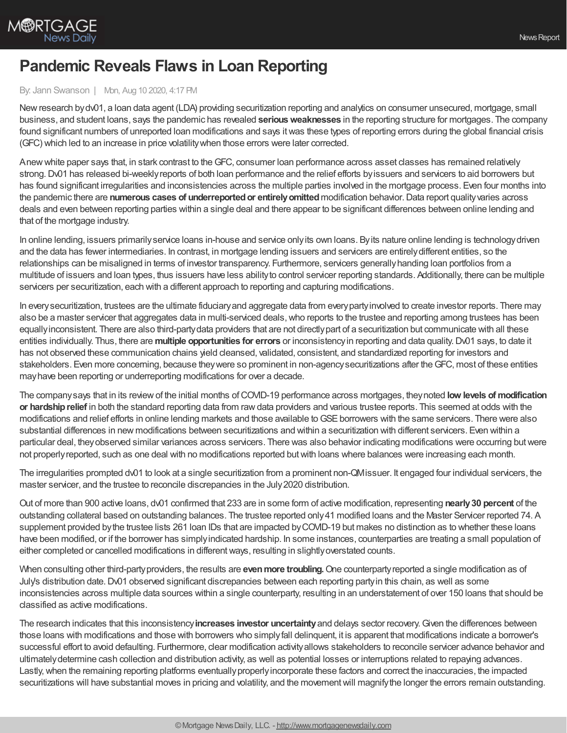# Pandemic Reveals Flaws in Loan Reporting

By: Jann Swanson | Mon, Aug 10 2020, 4:17 PM

New research by dv01, a loan data agent (LDA) providing securitization reporting and analytics on consumer unsecured, mortgage, small business, and student loans, says the pandemic has revealed **serious weaknesses** in the reporting structure for mortgages. The company found significant numbers of unreported loan modifications and says it was these types of reporting errors during the global financial crisis (GFC) which led to an increase in price volatility when those errors were later corrected.

A new white paper says that, in stark contrast to the GFC, consumer loan performance across asset classes has remained relatively strong. Dv01 has released bi-weekly reports of both loan performance and the relief efforts by issuers and servicers to aid borrowers but has found significant irregularities and inconsistencies across the multiple parties involved in the mortgage process. Even four months into the pandemic there are **numerous cases of underreported or entirely omitted** modification behavior. Data report quality varies across deals and even between reporting parties within a single deal and there appear to be significant differences between online lending and that of the mortgage industry.

In online lending, issuers primarily service loans in-house and service only its own loans. By its nature online lending is technology driven and the data has fewer intermediaries. In contrast, in mortgage lending issuers and servicers are entirely different entities, so the relationships can be misaligned in terms of investor transparency. Furthermore, servicers generally handing loan portfolios from a multitude of issuers and loan types, thus issuers have less ability to control servicer reporting standards. Additionally, there can be multiple servicers per securitization, each with a different approach to reporting and capturing modifications.

In every securitization, trustees are the ultimate fiduciary and aggregate data from every party involved to create investor reports. There may also be a master servicer that aggregates data in multi-serviced deals, who reports to the trustee and reporting among trustees has been equally inconsistent. There are also third-party data providers that are not directly part of a securitization but communicate with all these entities individually. Thus, there are **multiple opportunities for errors** or inconsistency in reporting and data quality. Dv01 says, to date it has not observed these communication chains yield cleansed, validated, consistent, and standardized reporting for investors and stakeholders. Even more concerning, because they were so prominent in non-agency securitizations after the GFC, most of these entities may have been reporting or underreporting modifications for over a decade.

The company says that in its review of the initial months of COVID-19 performance across mortgages, they noted **low levels of modification or hardship relief** in both the standard reporting data from raw data providers and various trustee reports. This seemed at odds with the modifications and relief efforts in online lending markets and those available to GSE borrowers with the same servicers. There were also substantial differences in new modifications between securitizations and within a securitization with different servicers. Even within a particular deal, they observed similar variances across servicers. There was also behavior indicating modifications were occurring but were not properly reported, such as one deal with no modifications reported but with loans where balances were increasing each month.

The irregularities prompted dv01 to look at a single securitization from a prominent non-QM issuer. It engaged four individual servicers, the master servicer, and the trustee to reconcile discrepancies in the July 2020 distribution.

Out of more than 900 active loans, dv01 confirmed that 233 are in some form of active modification, representing **nearly 30 percent** of the outstanding collateral based on outstanding balances. The trustee reported only 41 modified loans and the Master Servicer reported 74. A supplement provided by the trustee lists 261 loan IDs that are impacted by COVID-19 but makes no distinction as to whether these loans have been modified, or if the borrower has simply indicated hardship. In some instances, counterparties are treating a small population of either completed or cancelled modifications in different ways, resulting in slightly overstated counts.

When consulting other third-party providers, the results are **even more troubling.** One counterparty reported a single modification as of July's distribution date. Dv01 observed significant discrepancies between each reporting party in this chain, as well as some inconsistencies across multiple data sources within a single counterparty, resulting in an understatement of over 150 loans that should be classified as active modifications.

The research indicates that this inconsistency **increases investor uncertainty** and delays sector recovery. Given the differences between those loans with modifications and those with borrowers who simply fall delinquent, it is apparent that modifications indicate a borrower's successful effort to avoid defaulting. Furthermore, clear modification activity allows stakeholders to reconcile servicer advance behavior and ultimately determine cash collection and distribution activity, as well as potential losses or interruptions related to repaying advances. Lastly, when the remaining reporting platforms eventually properly incorporate these factors and correct the inaccuracies, the impacted securitizations will have substantial moves in pricing and volatility, and the movement will magnify the longer the errors remain outstanding.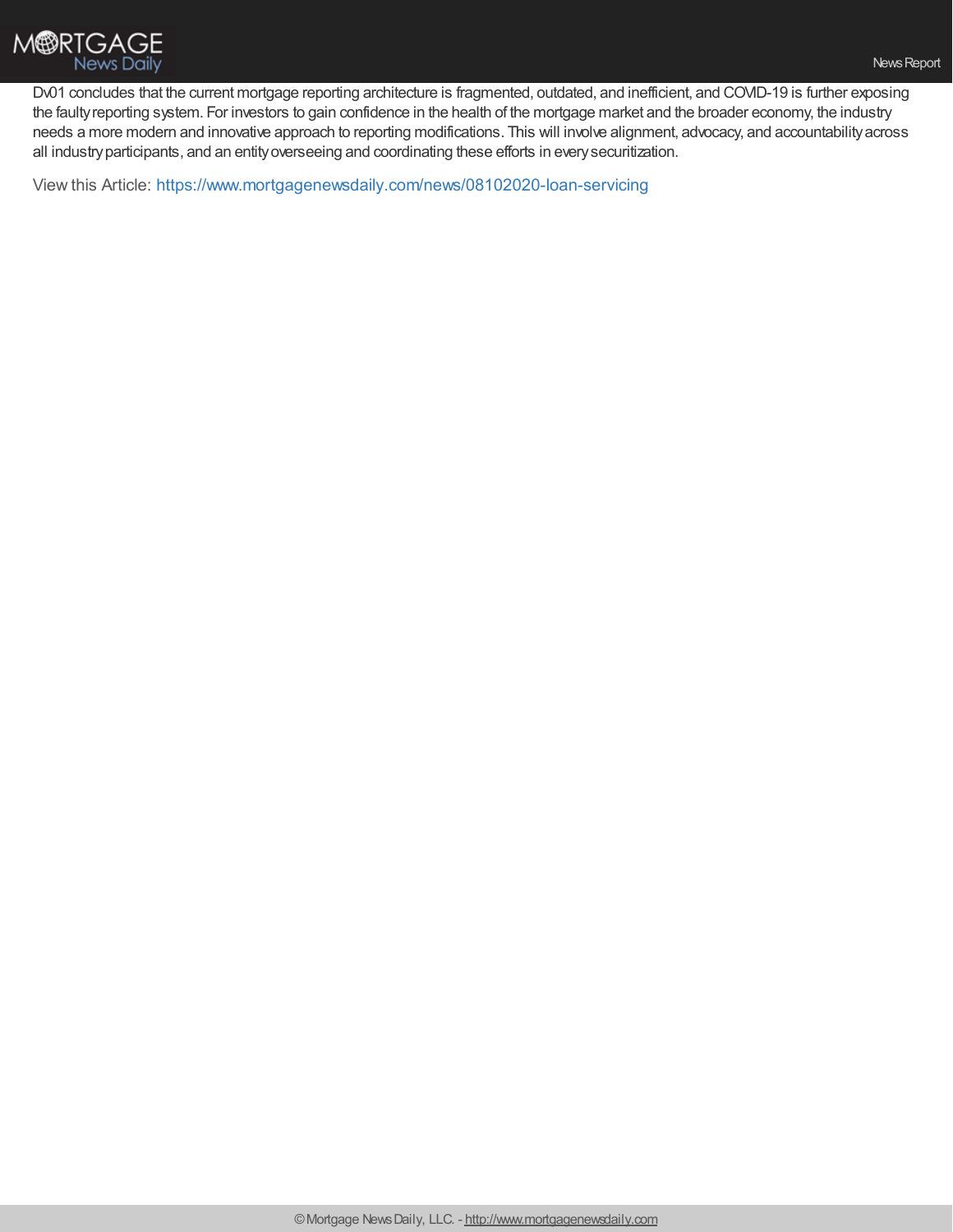Dv01 concludes that the current mortgage reporting architecture is fragmented, outdated, and inefficient, and COVID-19 is further exposing the faulty reporting system. For investors to gain confidence in the health of the mortgage market and the broader economy, the industry needs a more modern and innovative approach to reporting modifications. This will involve alignment, advocacy, and accountability across all industry participants, and an entity overseeing and coordinating these efforts in every securitization.

View this Article: https://www.mortgagenewsdaily.com/news/08102020-loan-servicing